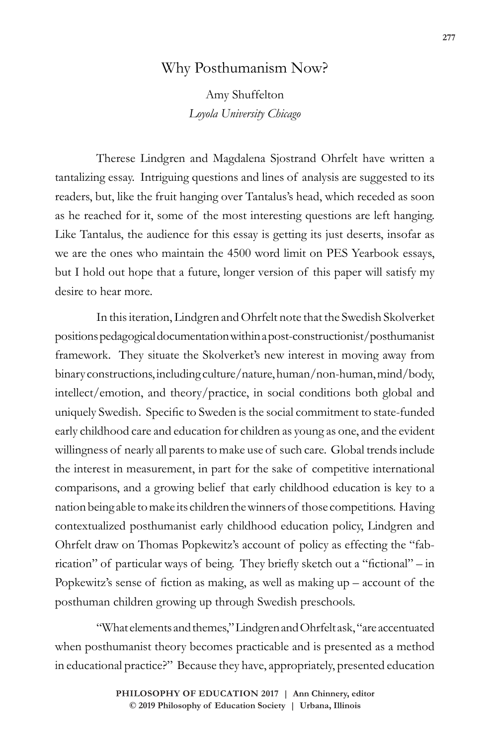# Why Posthumanism Now?

Amy Shuffelton
*Loyola University Chicago*

Therese Lindgren and Magdalena Sjostrand Ohrfelt have written a tantalizing essay. Intriguing questions and lines of analysis are suggested to its readers, but, like the fruit hanging over Tantalus's head, which receded as soon as he reached for it, some of the most interesting questions are left hanging. Like Tantalus, the audience for this essay is getting its just deserts, insofar as we are the ones who maintain the 4500 word limit on PES Yearbook essays, but I hold out hope that a future, longer version of this paper will satisfy my desire to hear more.

In this iteration, Lindgren and Ohrfelt note that the Swedish Skolverket positions pedagogical documentation within a post-constructionist/posthumanist framework. They situate the Skolverket's new interest in moving away from binary constructions, including culture/nature, human/non-human, mind/body, intellect/emotion, and theory/practice, in social conditions both global and uniquely Swedish. Specific to Sweden is the social commitment to state-funded early childhood care and education for children as young as one, and the evident willingness of nearly all parents to make use of such care. Global trends include the interest in measurement, in part for the sake of competitive international comparisons, and a growing belief that early childhood education is key to a nation being able to make its children the winners of those competitions. Having contextualized posthumanist early childhood education policy, Lindgren and Ohrfelt draw on Thomas Popkewitz's account of policy as effecting the "fabrication" of particular ways of being. They briefly sketch out a "fictional" – in Popkewitz's sense of fiction as making, as well as making up – account of the posthuman children growing up through Swedish preschools.

"What elements and themes," Lindgren and Ohrfelt ask, "are accentuated when posthumanist theory becomes practicable and is presented as a method in educational practice?" Because they have, appropriately, presented education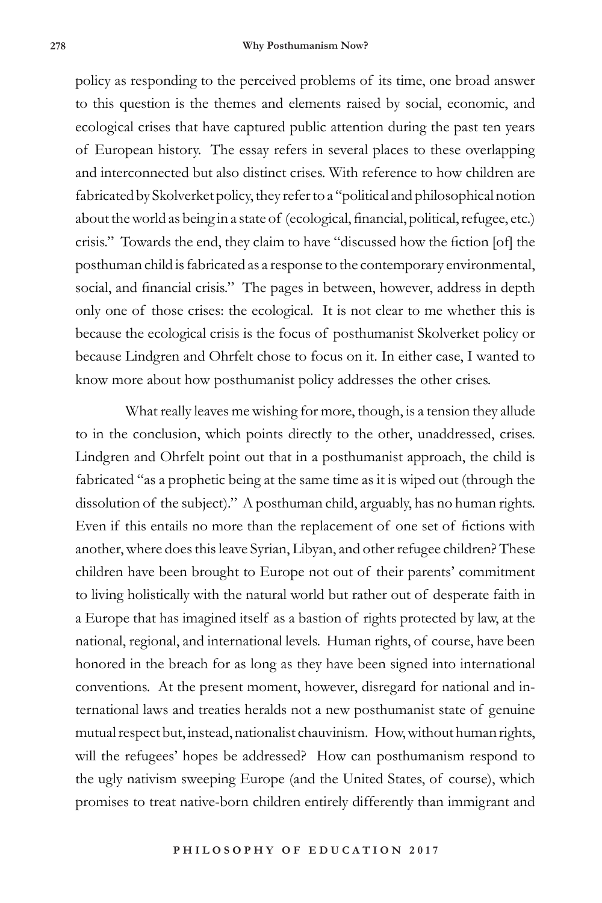policy as responding to the perceived problems of its time, one broad answer to this question is the themes and elements raised by social, economic, and ecological crises that have captured public attention during the past ten years of European history. The essay refers in several places to these overlapping and interconnected but also distinct crises. With reference to how children are fabricated by Skolverket policy, they refer to a "political and philosophical notion about the world as being in a state of (ecological, financial, political, refugee, etc.) crisis." Towards the end, they claim to have "discussed how the fiction [of] the posthuman child is fabricated as a response to the contemporary environmental, social, and financial crisis." The pages in between, however, address in depth only one of those crises: the ecological. It is not clear to me whether this is because the ecological crisis is the focus of posthumanist Skolverket policy or because Lindgren and Ohrfelt chose to focus on it. In either case, I wanted to know more about how posthumanist policy addresses the other crises.

What really leaves me wishing for more, though, is a tension they allude to in the conclusion, which points directly to the other, unaddressed, crises. Lindgren and Ohrfelt point out that in a posthumanist approach, the child is fabricated "as a prophetic being at the same time as it is wiped out (through the dissolution of the subject)." A posthuman child, arguably, has no human rights. Even if this entails no more than the replacement of one set of fictions with another, where does this leave Syrian, Libyan, and other refugee children? These children have been brought to Europe not out of their parents' commitment to living holistically with the natural world but rather out of desperate faith in a Europe that has imagined itself as a bastion of rights protected by law, at the national, regional, and international levels. Human rights, of course, have been honored in the breach for as long as they have been signed into international conventions. At the present moment, however, disregard for national and international laws and treaties heralds not a new posthumanist state of genuine mutual respect but, instead, nationalist chauvinism. How, without human rights, will the refugees' hopes be addressed? How can posthumanism respond to the ugly nativism sweeping Europe (and the United States, of course), which promises to treat native-born children entirely differently than immigrant and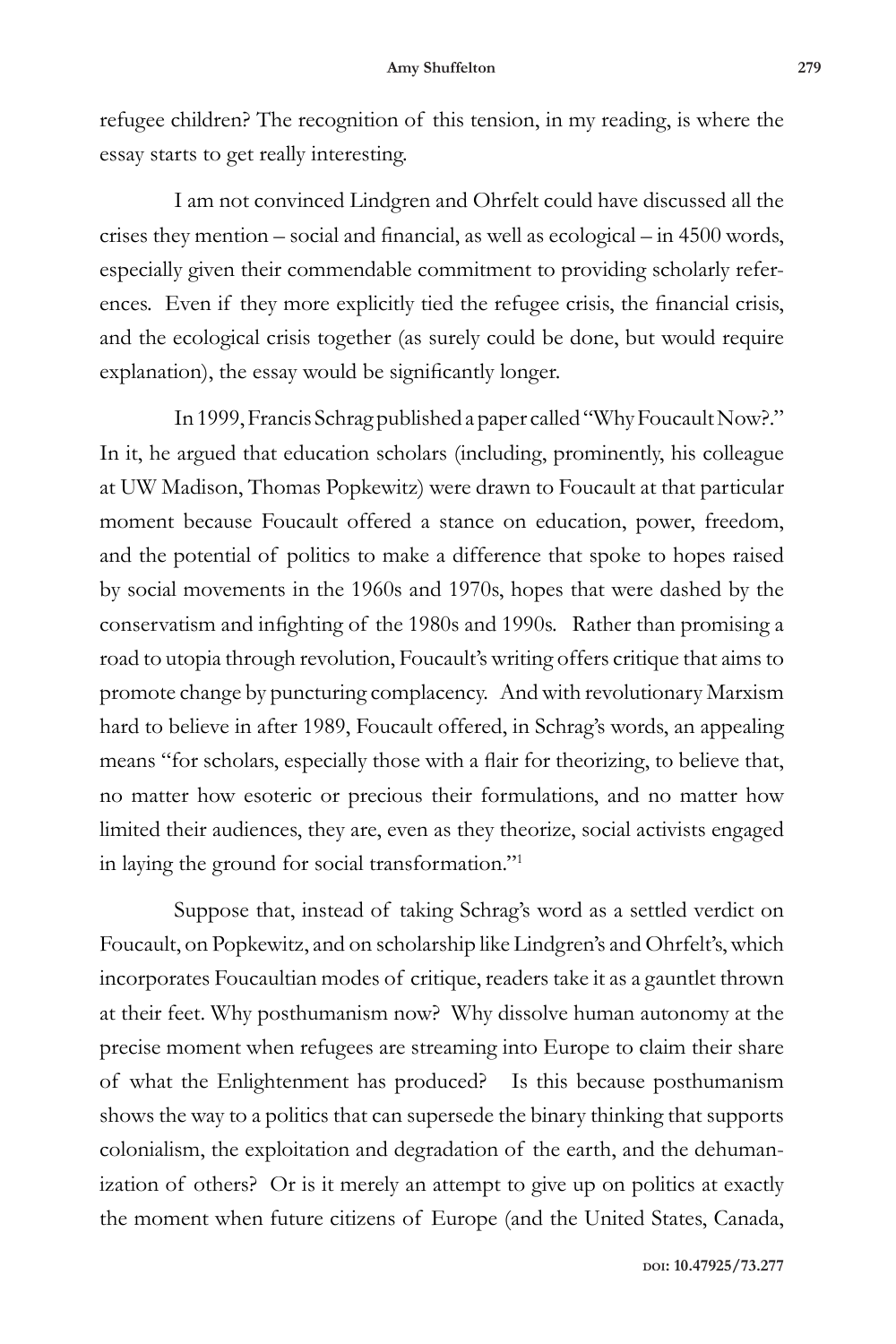refugee children? The recognition of this tension, in my reading, is where the essay starts to get really interesting.

I am not convinced Lindgren and Ohrfelt could have discussed all the crises they mention – social and financial, as well as ecological – in 4500 words, especially given their commendable commitment to providing scholarly references. Even if they more explicitly tied the refugee crisis, the financial crisis, and the ecological crisis together (as surely could be done, but would require explanation), the essay would be significantly longer.

In 1999, Francis Schrag published a paper called "Why Foucault Now?." In it, he argued that education scholars (including, prominently, his colleague at UW Madison, Thomas Popkewitz) were drawn to Foucault at that particular moment because Foucault offered a stance on education, power, freedom, and the potential of politics to make a difference that spoke to hopes raised by social movements in the 1960s and 1970s, hopes that were dashed by the conservatism and infighting of the 1980s and 1990s. Rather than promising a road to utopia through revolution, Foucault's writing offers critique that aims to promote change by puncturing complacency. And with revolutionary Marxism hard to believe in after 1989, Foucault offered, in Schrag's words, an appealing means "for scholars, especially those with a flair for theorizing, to believe that, no matter how esoteric or precious their formulations, and no matter how limited their audiences, they are, even as they theorize, social activists engaged in laying the ground for social transformation."[1]

Suppose that, instead of taking Schrag's word as a settled verdict on Foucault, on Popkewitz, and on scholarship like Lindgren's and Ohrfelt's, which incorporates Foucaultian modes of critique, readers take it as a gauntlet thrown at their feet. Why posthumanism now? Why dissolve human autonomy at the precise moment when refugees are streaming into Europe to claim their share of what the Enlightenment has produced? Is this because posthumanism shows the way to a politics that can supersede the binary thinking that supports colonialism, the exploitation and degradation of the earth, and the dehumanization of others? Or is it merely an attempt to give up on politics at exactly the moment when future citizens of Europe (and the United States, Canada,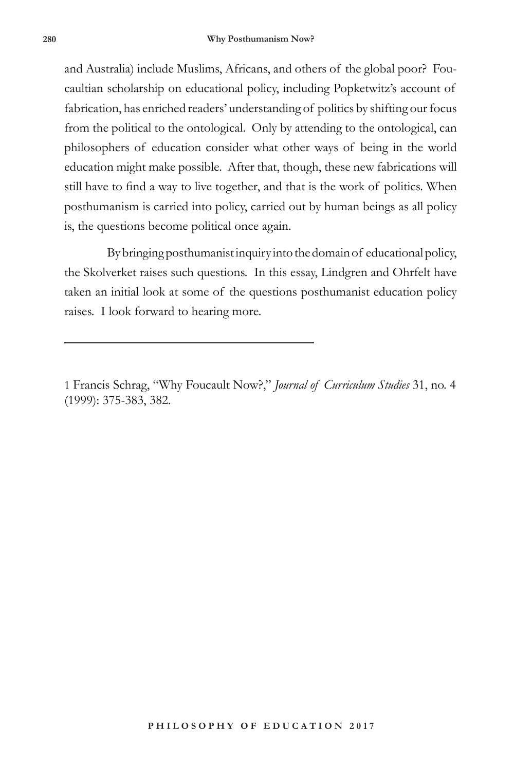and Australia) include Muslims, Africans, and others of the global poor? Foucaultian scholarship on educational policy, including Popketwitz's account of fabrication, has enriched readers' understanding of politics by shifting our focus from the political to the ontological. Only by attending to the ontological, can philosophers of education consider what other ways of being in the world education might make possible. After that, though, these new fabrications will still have to find a way to live together, and that is the work of politics. When posthumanism is carried into policy, carried out by human beings as all policy is, the questions become political once again.

By bringing posthumanist inquiry into the domain of educational policy, the Skolverket raises such questions. In this essay, Lindgren and Ohrfelt have taken an initial look at some of the questions posthumanist education policy raises. I look forward to hearing more.

---

1 Francis Schrag, "Why Foucault Now?," *Journal of Curriculum Studies* 31, no. 4 (1999): 375-383, 382.